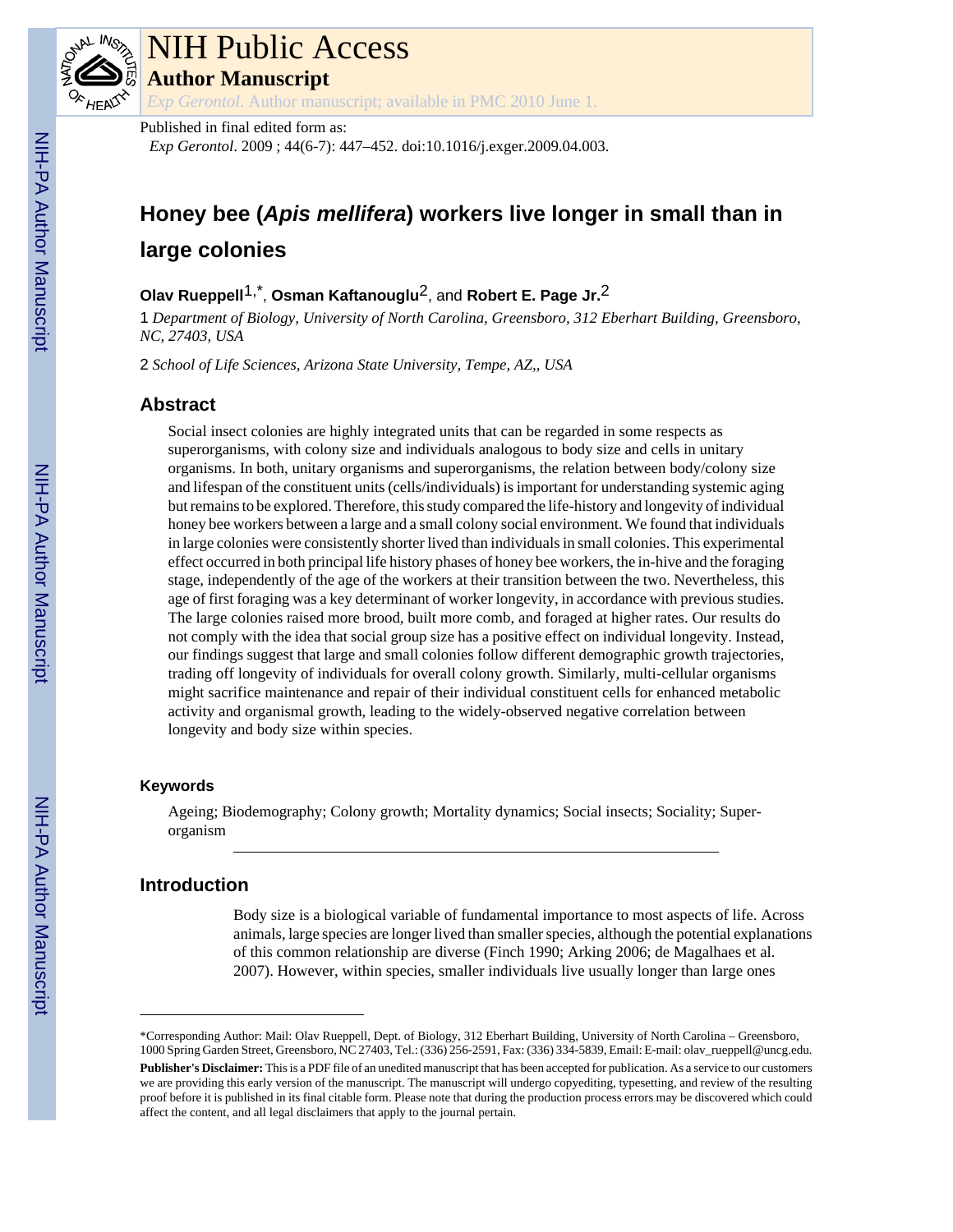# Honey bee (*Apis mellifera*) workers live longer in small than in large colonies

**Olav Rueppell**[1,*], **Osman Kaftanouglu**[2], and **Robert E. Page Jr.**[2]

1 *Department of Biology, University of North Carolina, Greensboro, 312 Eberhart Building, Greensboro, NC, 27403, USA*

2 *School of Life Sciences, Arizona State University, Tempe, AZ,, USA*

Published in final edited form as: *Exp Gerontol*. 2009 ; 44(6-7): 447–452. doi:10.1016/j.exger.2009.04.003.

## Abstract

Social insect colonies are highly integrated units that can be regarded in some respects as superorganisms, with colony size and individuals analogous to body size and cells in unitary organisms. In both, unitary organisms and superorganisms, the relation between body/colony size and lifespan of the constituent units (cells/individuals) is important for understanding systemic aging but remains to be explored. Therefore, this study compared the life-history and longevity of individual honey bee workers between a large and a small colony social environment. We found that individuals in large colonies were consistently shorter lived than individuals in small colonies. This experimental effect occurred in both principal life history phases of honey bee workers, the in-hive and the foraging stage, independently of the age of the workers at their transition between the two. Nevertheless, this age of first foraging was a key determinant of worker longevity, in accordance with previous studies. The large colonies raised more brood, built more comb, and foraged at higher rates. Our results do not comply with the idea that social group size has a positive effect on individual longevity. Instead, our findings suggest that large and small colonies follow different demographic growth trajectories, trading off longevity of individuals for overall colony growth. Similarly, multi-cellular organisms might sacrifice maintenance and repair of their individual constituent cells for enhanced metabolic activity and organismal growth, leading to the widely-observed negative correlation between longevity and body size within species.

### Keywords

Ageing; Biodemography; Colony growth; Mortality dynamics; Social insects; Sociality; Super-organism

## Introduction

Body size is a biological variable of fundamental importance to most aspects of life. Across animals, large species are longer lived than smaller species, although the potential explanations of this common relationship are diverse (Finch 1990; Arking 2006; de Magalhaes et al. 2007). However, within species, smaller individuals live usually longer than large ones

---

*Corresponding Author: Mail: Olav Rueppell, Dept. of Biology, 312 Eberhart Building, University of North Carolina – Greensboro, 1000 Spring Garden Street, Greensboro, NC 27403, Tel.: (336) 256-2591, Fax: (336) 334-5839, Email: E-mail: olav_rueppell@uncg.edu.

**Publisher's Disclaimer:** This is a PDF file of an unedited manuscript that has been accepted for publication. As a service to our customers we are providing this early version of the manuscript. The manuscript will undergo copyediting, typesetting, and review of the resulting proof before it is published in its final citable form. Please note that during the production process errors may be discovered which could affect the content, and all legal disclaimers that apply to the journal pertain.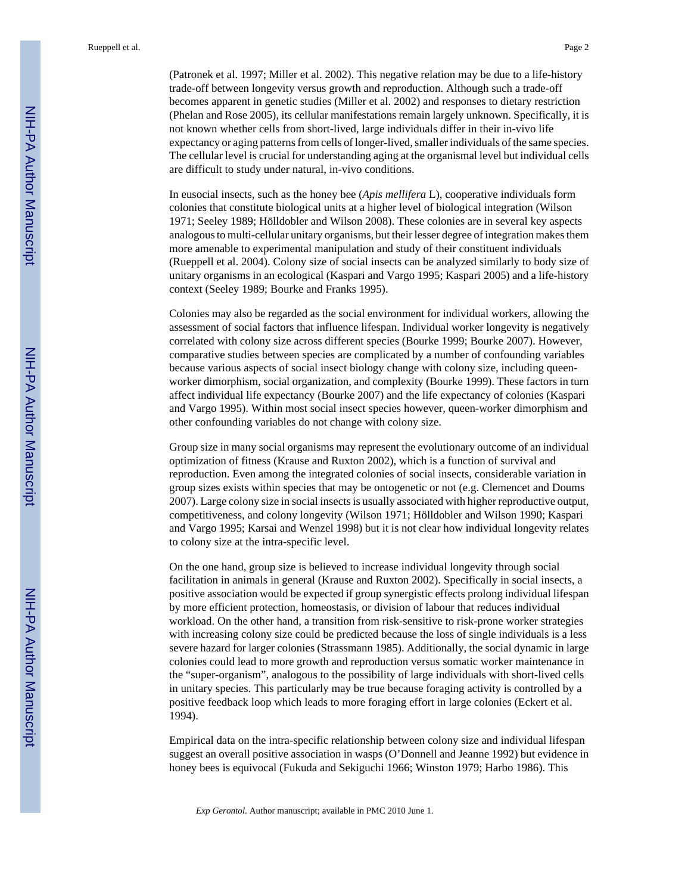(Patronek et al. 1997; Miller et al. 2002). This negative relation may be due to a life-history trade-off between longevity versus growth and reproduction. Although such a trade-off becomes apparent in genetic studies (Miller et al. 2002) and responses to dietary restriction (Phelan and Rose 2005), its cellular manifestations remain largely unknown. Specifically, it is not known whether cells from short-lived, large individuals differ in their in-vivo life expectancy or aging patterns from cells of longer-lived, smaller individuals of the same species. The cellular level is crucial for understanding aging at the organismal level but individual cells are difficult to study under natural, in-vivo conditions.

In eusocial insects, such as the honey bee (*Apis mellifera* L), cooperative individuals form colonies that constitute biological units at a higher level of biological integration (Wilson 1971; Seeley 1989; Hölldobler and Wilson 2008). These colonies are in several key aspects analogous to multi-cellular unitary organisms, but their lesser degree of integration makes them more amenable to experimental manipulation and study of their constituent individuals (Rueppell et al. 2004). Colony size of social insects can be analyzed similarly to body size of unitary organisms in an ecological (Kaspari and Vargo 1995; Kaspari 2005) and a life-history context (Seeley 1989; Bourke and Franks 1995).

Colonies may also be regarded as the social environment for individual workers, allowing the assessment of social factors that influence lifespan. Individual worker longevity is negatively correlated with colony size across different species (Bourke 1999; Bourke 2007). However, comparative studies between species are complicated by a number of confounding variables because various aspects of social insect biology change with colony size, including queen-worker dimorphism, social organization, and complexity (Bourke 1999). These factors in turn affect individual life expectancy (Bourke 2007) and the life expectancy of colonies (Kaspari and Vargo 1995). Within most social insect species however, queen-worker dimorphism and other confounding variables do not change with colony size.

Group size in many social organisms may represent the evolutionary outcome of an individual optimization of fitness (Krause and Ruxton 2002), which is a function of survival and reproduction. Even among the integrated colonies of social insects, considerable variation in group sizes exists within species that may be ontogenetic or not (e.g. Clemencet and Doums 2007). Large colony size in social insects is usually associated with higher reproductive output, competitiveness, and colony longevity (Wilson 1971; Hölldobler and Wilson 1990; Kaspari and Vargo 1995; Karsai and Wenzel 1998) but it is not clear how individual longevity relates to colony size at the intra-specific level.

On the one hand, group size is believed to increase individual longevity through social facilitation in animals in general (Krause and Ruxton 2002). Specifically in social insects, a positive association would be expected if group synergistic effects prolong individual lifespan by more efficient protection, homeostasis, or division of labour that reduces individual workload. On the other hand, a transition from risk-sensitive to risk-prone worker strategies with increasing colony size could be predicted because the loss of single individuals is a less severe hazard for larger colonies (Strassmann 1985). Additionally, the social dynamic in large colonies could lead to more growth and reproduction versus somatic worker maintenance in the "super-organism", analogous to the possibility of large individuals with short-lived cells in unitary species. This particularly may be true because foraging activity is controlled by a positive feedback loop which leads to more foraging effort in large colonies (Eckert et al. 1994).

Empirical data on the intra-specific relationship between colony size and individual lifespan suggest an overall positive association in wasps (O'Donnell and Jeanne 1992) but evidence in honey bees is equivocal (Fukuda and Sekiguchi 1966; Winston 1979; Harbo 1986). This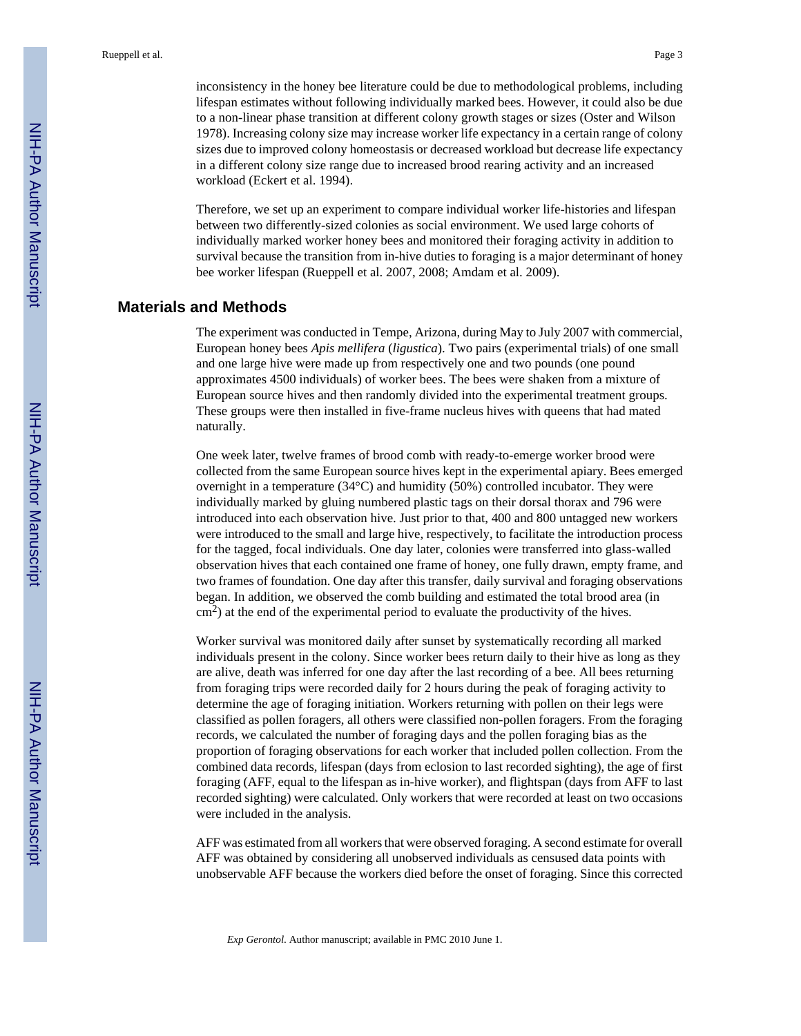inconsistency in the honey bee literature could be due to methodological problems, including lifespan estimates without following individually marked bees. However, it could also be due to a non-linear phase transition at different colony growth stages or sizes (Oster and Wilson 1978). Increasing colony size may increase worker life expectancy in a certain range of colony sizes due to improved colony homeostasis or decreased workload but decrease life expectancy in a different colony size range due to increased brood rearing activity and an increased workload (Eckert et al. 1994).

Therefore, we set up an experiment to compare individual worker life-histories and lifespan between two differently-sized colonies as social environment. We used large cohorts of individually marked worker honey bees and monitored their foraging activity in addition to survival because the transition from in-hive duties to foraging is a major determinant of honey bee worker lifespan (Rueppell et al. 2007, 2008; Amdam et al. 2009).

## Materials and Methods

The experiment was conducted in Tempe, Arizona, during May to July 2007 with commercial, European honey bees *Apis mellifera* (*ligustica*). Two pairs (experimental trials) of one small and one large hive were made up from respectively one and two pounds (one pound approximates 4500 individuals) of worker bees. The bees were shaken from a mixture of European source hives and then randomly divided into the experimental treatment groups. These groups were then installed in five-frame nucleus hives with queens that had mated naturally.

One week later, twelve frames of brood comb with ready-to-emerge worker brood were collected from the same European source hives kept in the experimental apiary. Bees emerged overnight in a temperature (34°C) and humidity (50%) controlled incubator. They were individually marked by gluing numbered plastic tags on their dorsal thorax and 796 were introduced into each observation hive. Just prior to that, 400 and 800 untagged new workers were introduced to the small and large hive, respectively, to facilitate the introduction process for the tagged, focal individuals. One day later, colonies were transferred into glass-walled observation hives that each contained one frame of honey, one fully drawn, empty frame, and two frames of foundation. One day after this transfer, daily survival and foraging observations began. In addition, we observed the comb building and estimated the total brood area (in $cm^2$) at the end of the experimental period to evaluate the productivity of the hives.

Worker survival was monitored daily after sunset by systematically recording all marked individuals present in the colony. Since worker bees return daily to their hive as long as they are alive, death was inferred for one day after the last recording of a bee. All bees returning from foraging trips were recorded daily for 2 hours during the peak of foraging activity to determine the age of foraging initiation. Workers returning with pollen on their legs were classified as pollen foragers, all others were classified non-pollen foragers. From the foraging records, we calculated the number of foraging days and the pollen foraging bias as the proportion of foraging observations for each worker that included pollen collection. From the combined data records, lifespan (days from eclosion to last recorded sighting), the age of first foraging (AFF, equal to the lifespan as in-hive worker), and flightspan (days from AFF to last recorded sighting) were calculated. Only workers that were recorded at least on two occasions were included in the analysis.

AFF was estimated from all workers that were observed foraging. A second estimate for overall AFF was obtained by considering all unobserved individuals as censused data points with unobservable AFF because the workers died before the onset of foraging. Since this corrected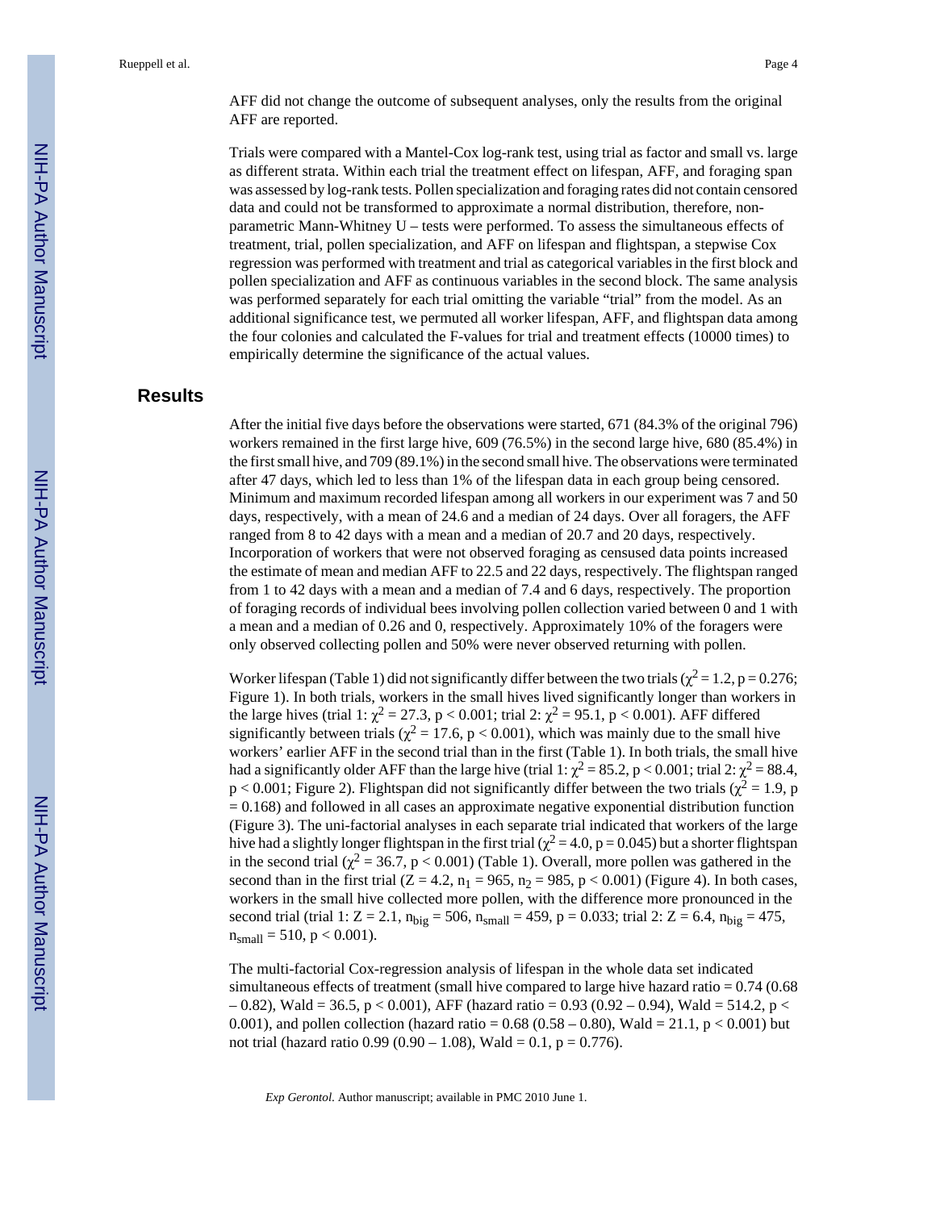AFF did not change the outcome of subsequent analyses, only the results from the original AFF are reported.

Trials were compared with a Mantel-Cox log-rank test, using trial as factor and small vs. large as different strata. Within each trial the treatment effect on lifespan, AFF, and foraging span was assessed by log-rank tests. Pollen specialization and foraging rates did not contain censored data and could not be transformed to approximate a normal distribution, therefore, non-parametric Mann-Whitney U – tests were performed. To assess the simultaneous effects of treatment, trial, pollen specialization, and AFF on lifespan and flightspan, a stepwise Cox regression was performed with treatment and trial as categorical variables in the first block and pollen specialization and AFF as continuous variables in the second block. The same analysis was performed separately for each trial omitting the variable "trial" from the model. As an additional significance test, we permuted all worker lifespan, AFF, and flightspan data among the four colonies and calculated the F-values for trial and treatment effects (10000 times) to empirically determine the significance of the actual values.

## Results

After the initial five days before the observations were started, 671 (84.3% of the original 796) workers remained in the first large hive, 609 (76.5%) in the second large hive, 680 (85.4%) in the first small hive, and 709 (89.1%) in the second small hive. The observations were terminated after 47 days, which led to less than 1% of the lifespan data in each group being censored. Minimum and maximum recorded lifespan among all workers in our experiment was 7 and 50 days, respectively, with a mean of 24.6 and a median of 24 days. Over all foragers, the AFF ranged from 8 to 42 days with a mean and a median of 20.7 and 20 days, respectively. Incorporation of workers that were not observed foraging as censused data points increased the estimate of mean and median AFF to 22.5 and 22 days, respectively. The flightspan ranged from 1 to 42 days with a mean and a median of 7.4 and 6 days, respectively. The proportion of foraging records of individual bees involving pollen collection varied between 0 and 1 with a mean and a median of 0.26 and 0, respectively. Approximately 10% of the foragers were only observed collecting pollen and 50% were never observed returning with pollen.

Worker lifespan (Table 1) did not significantly differ between the two trials ($\chi^2 = 1.2$, $p = 0.276$; Figure 1). In both trials, workers in the small hives lived significantly longer than workers in the large hives (trial 1: $\chi^2 = 27.3$, $p < 0.001$; trial 2: $\chi^2 = 95.1$, $p < 0.001$). AFF differed significantly between trials ($\chi^2 = 17.6$, $p < 0.001$), which was mainly due to the small hive workers' earlier AFF in the second trial than in the first (Table 1). In both trials, the small hive had a significantly older AFF than the large hive (trial 1: $\chi^2 = 85.2$, $p < 0.001$; trial 2: $\chi^2 = 88.4$, $p < 0.001$; Figure 2). Flightspan did not significantly differ between the two trials ($\chi^2 = 1.9$, $p = 0.168$) and followed in all cases an approximate negative exponential distribution function (Figure 3). The uni-factorial analyses in each separate trial indicated that workers of the large hive had a slightly longer flightspan in the first trial ($\chi^2 = 4.0$, $p = 0.045$) but a shorter flightspan in the second trial ($\chi^2 = 36.7$, $p < 0.001$) (Table 1). Overall, more pollen was gathered in the second than in the first trial ($Z = 4.2$, $n_1 = 965$, $n_2 = 985$, $p < 0.001$) (Figure 4). In both cases, workers in the small hive collected more pollen, with the difference more pronounced in the second trial (trial 1: $Z = 2.1$, $n_{big} = 506$, $n_{small} = 459$, $p = 0.033$; trial 2: $Z = 6.4$, $n_{big} = 475$, $n_{small} = 510$, $p < 0.001$).

The multi-factorial Cox-regression analysis of lifespan in the whole data set indicated simultaneous effects of treatment (small hive compared to large hive hazard ratio = 0.74 (0.68 – 0.82), Wald = 36.5, $p < 0.001$), AFF (hazard ratio = 0.93 (0.92 – 0.94), Wald = 514.2, $p < 0.001$), and pollen collection (hazard ratio = 0.68 (0.58 – 0.80), Wald = 21.1, $p < 0.001$) but not trial (hazard ratio 0.99 (0.90 – 1.08), Wald = 0.1, $p = 0.776$).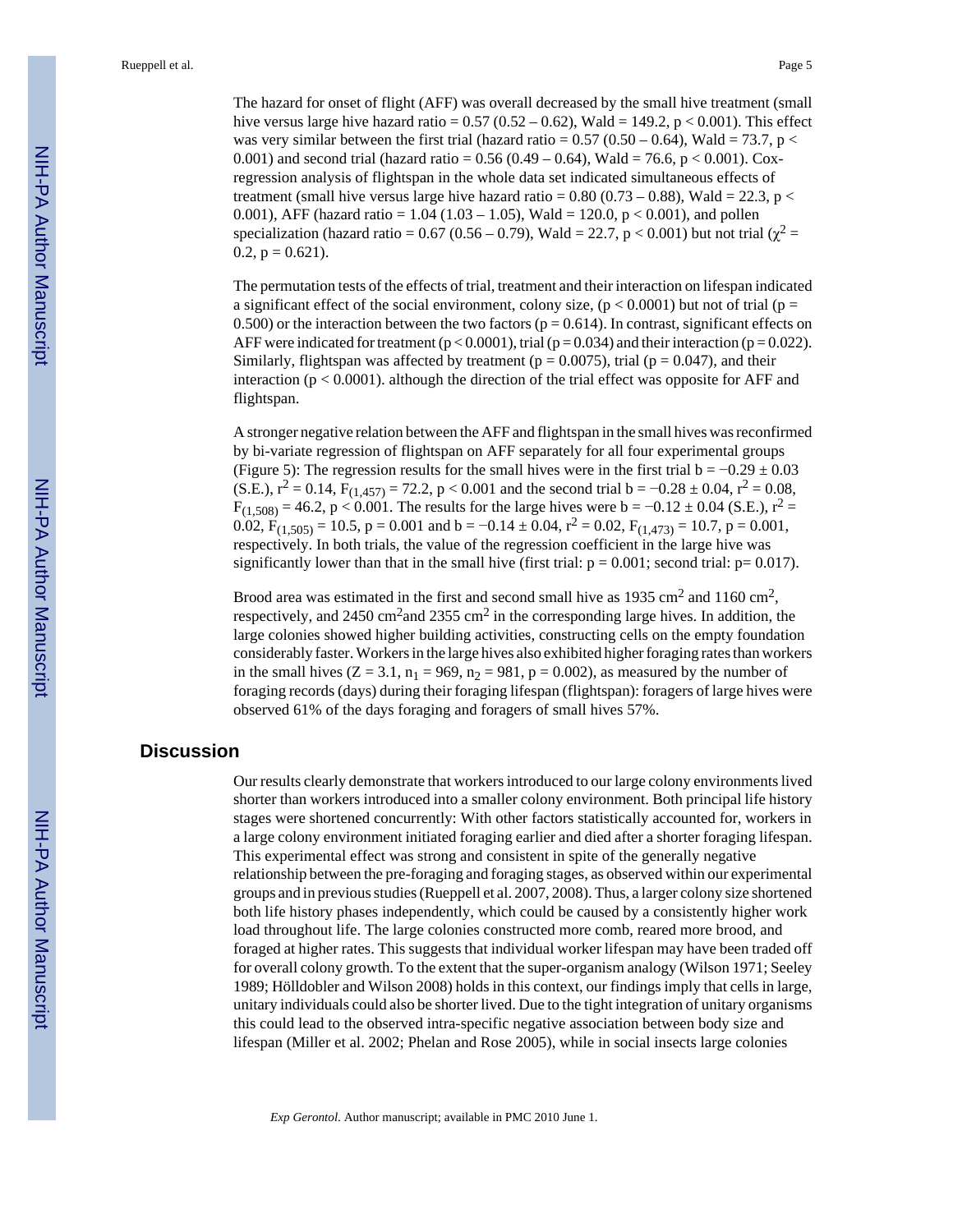The hazard for onset of flight (AFF) was overall decreased by the small hive treatment (small hive versus large hive hazard ratio = 0.57 (0.52 – 0.62), Wald = 149.2, $p < 0.001$). This effect was very similar between the first trial (hazard ratio = 0.57 (0.50 – 0.64), Wald = 73.7, $p < 0.001$) and second trial (hazard ratio = 0.56 (0.49 – 0.64), Wald = 76.6, $p < 0.001$). Cox-regression analysis of flightspan in the whole data set indicated simultaneous effects of treatment (small hive versus large hive hazard ratio = 0.80 (0.73 – 0.88), Wald = 22.3, $p < 0.001$), AFF (hazard ratio = 1.04 (1.03 – 1.05), Wald = 120.0, $p < 0.001$), and pollen specialization (hazard ratio = 0.67 (0.56 – 0.79), Wald = 22.7, $p < 0.001$) but not trial ($\chi^2 = 0.2$, $p = 0.621$).

The permutation tests of the effects of trial, treatment and their interaction on lifespan indicated a significant effect of the social environment, colony size, ($p < 0.0001$) but not of trial ($p = 0.500$) or the interaction between the two factors ($p = 0.614$). In contrast, significant effects on AFF were indicated for treatment ($p < 0.0001$), trial ($p = 0.034$) and their interaction ($p = 0.022$). Similarly, flightspan was affected by treatment ($p = 0.0075$), trial ($p = 0.047$), and their interaction ($p < 0.0001$). although the direction of the trial effect was opposite for AFF and flightspan.

A stronger negative relation between the AFF and flightspan in the small hives was reconfirmed by bi-variate regression of flightspan on AFF separately for all four experimental groups (Figure 5): The regression results for the small hives were in the first trial $b = -0.29 \pm 0.03$ (S.E.), $r^2 = 0.14$, $F_{(1,457)} = 72.2$, $p < 0.001$ and the second trial $b = -0.28 \pm 0.04$, $r^2 = 0.08$, $F_{(1,508)} = 46.2$, $p < 0.001$. The results for the large hives were $b = -0.12 \pm 0.04$ (S.E.), $r^2 = 0.02$, $F_{(1,505)} = 10.5$, $p = 0.001$ and $b = -0.14 \pm 0.04$, $r^2 = 0.02$, $F_{(1,473)} = 10.7$, $p = 0.001$, respectively. In both trials, the value of the regression coefficient in the large hive was significantly lower than that in the small hive (first trial: $p = 0.001$; second trial: $p= 0.017$).

Brood area was estimated in the first and second small hive as 1935 $cm^2$ and 1160 $cm^2$, respectively, and 2450 $cm^2$and 2355 $cm^2$ in the corresponding large hives. In addition, the large colonies showed higher building activities, constructing cells on the empty foundation considerably faster. Workers in the large hives also exhibited higher foraging rates than workers in the small hives ($Z = 3.1$, $n_1 = 969$, $n_2 = 981$, $p = 0.002$), as measured by the number of foraging records (days) during their foraging lifespan (flightspan): foragers of large hives were observed 61% of the days foraging and foragers of small hives 57%.

## Discussion

Our results clearly demonstrate that workers introduced to our large colony environments lived shorter than workers introduced into a smaller colony environment. Both principal life history stages were shortened concurrently: With other factors statistically accounted for, workers in a large colony environment initiated foraging earlier and died after a shorter foraging lifespan. This experimental effect was strong and consistent in spite of the generally negative relationship between the pre-foraging and foraging stages, as observed within our experimental groups and in previous studies (Rueppell et al. 2007, 2008). Thus, a larger colony size shortened both life history phases independently, which could be caused by a consistently higher work load throughout life. The large colonies constructed more comb, reared more brood, and foraged at higher rates. This suggests that individual worker lifespan may have been traded off for overall colony growth. To the extent that the super-organism analogy (Wilson 1971; Seeley 1989; Hölldobler and Wilson 2008) holds in this context, our findings imply that cells in large, unitary individuals could also be shorter lived. Due to the tight integration of unitary organisms this could lead to the observed intra-specific negative association between body size and lifespan (Miller et al. 2002; Phelan and Rose 2005), while in social insects large colonies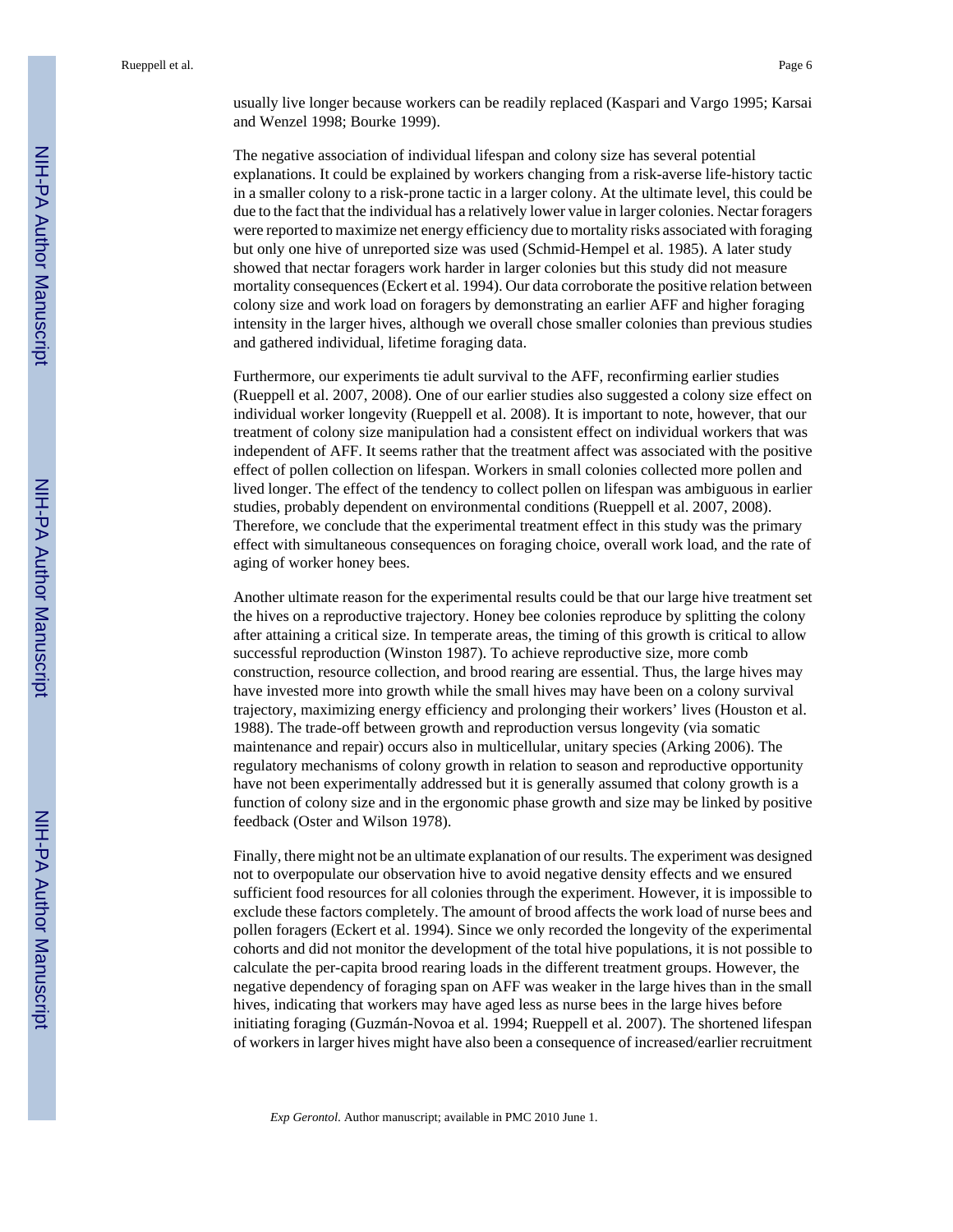usually live longer because workers can be readily replaced (Kaspari and Vargo 1995; Karsai and Wenzel 1998; Bourke 1999).

The negative association of individual lifespan and colony size has several potential explanations. It could be explained by workers changing from a risk-averse life-history tactic in a smaller colony to a risk-prone tactic in a larger colony. At the ultimate level, this could be due to the fact that the individual has a relatively lower value in larger colonies. Nectar foragers were reported to maximize net energy efficiency due to mortality risks associated with foraging but only one hive of unreported size was used (Schmid-Hempel et al. 1985). A later study showed that nectar foragers work harder in larger colonies but this study did not measure mortality consequences (Eckert et al. 1994). Our data corroborate the positive relation between colony size and work load on foragers by demonstrating an earlier AFF and higher foraging intensity in the larger hives, although we overall chose smaller colonies than previous studies and gathered individual, lifetime foraging data.

Furthermore, our experiments tie adult survival to the AFF, reconfirming earlier studies (Rueppell et al. 2007, 2008). One of our earlier studies also suggested a colony size effect on individual worker longevity (Rueppell et al. 2008). It is important to note, however, that our treatment of colony size manipulation had a consistent effect on individual workers that was independent of AFF. It seems rather that the treatment affect was associated with the positive effect of pollen collection on lifespan. Workers in small colonies collected more pollen and lived longer. The effect of the tendency to collect pollen on lifespan was ambiguous in earlier studies, probably dependent on environmental conditions (Rueppell et al. 2007, 2008). Therefore, we conclude that the experimental treatment effect in this study was the primary effect with simultaneous consequences on foraging choice, overall work load, and the rate of aging of worker honey bees.

Another ultimate reason for the experimental results could be that our large hive treatment set the hives on a reproductive trajectory. Honey bee colonies reproduce by splitting the colony after attaining a critical size. In temperate areas, the timing of this growth is critical to allow successful reproduction (Winston 1987). To achieve reproductive size, more comb construction, resource collection, and brood rearing are essential. Thus, the large hives may have invested more into growth while the small hives may have been on a colony survival trajectory, maximizing energy efficiency and prolonging their workers' lives (Houston et al. 1988). The trade-off between growth and reproduction versus longevity (via somatic maintenance and repair) occurs also in multicellular, unitary species (Arking 2006). The regulatory mechanisms of colony growth in relation to season and reproductive opportunity have not been experimentally addressed but it is generally assumed that colony growth is a function of colony size and in the ergonomic phase growth and size may be linked by positive feedback (Oster and Wilson 1978).

Finally, there might not be an ultimate explanation of our results. The experiment was designed not to overpopulate our observation hive to avoid negative density effects and we ensured sufficient food resources for all colonies through the experiment. However, it is impossible to exclude these factors completely. The amount of brood affects the work load of nurse bees and pollen foragers (Eckert et al. 1994). Since we only recorded the longevity of the experimental cohorts and did not monitor the development of the total hive populations, it is not possible to calculate the per-capita brood rearing loads in the different treatment groups. However, the negative dependency of foraging span on AFF was weaker in the large hives than in the small hives, indicating that workers may have aged less as nurse bees in the large hives before initiating foraging (Guzmán-Novoa et al. 1994; Rueppell et al. 2007). The shortened lifespan of workers in larger hives might have also been a consequence of increased/earlier recruitment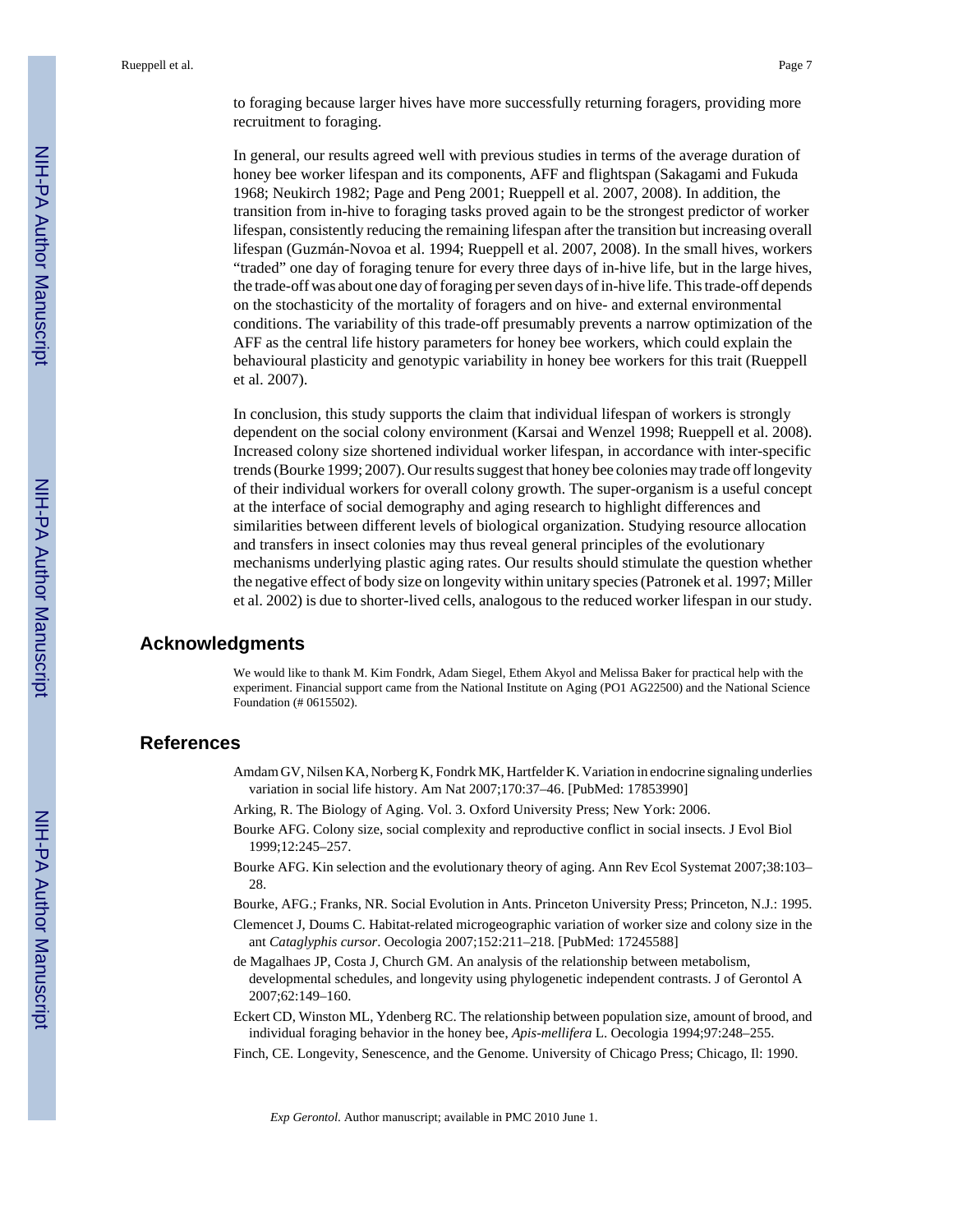to foraging because larger hives have more successfully returning foragers, providing more recruitment to foraging.

In general, our results agreed well with previous studies in terms of the average duration of honey bee worker lifespan and its components, AFF and flightspan (Sakagami and Fukuda 1968; Neukirch 1982; Page and Peng 2001; Rueppell et al. 2007, 2008). In addition, the transition from in-hive to foraging tasks proved again to be the strongest predictor of worker lifespan, consistently reducing the remaining lifespan after the transition but increasing overall lifespan (Guzmán-Novoa et al. 1994; Rueppell et al. 2007, 2008). In the small hives, workers "traded" one day of foraging tenure for every three days of in-hive life, but in the large hives, the trade-off was about one day of foraging per seven days of in-hive life. This trade-off depends on the stochasticity of the mortality of foragers and on hive- and external environmental conditions. The variability of this trade-off presumably prevents a narrow optimization of the AFF as the central life history parameters for honey bee workers, which could explain the behavioural plasticity and genotypic variability in honey bee workers for this trait (Rueppell et al. 2007).

In conclusion, this study supports the claim that individual lifespan of workers is strongly dependent on the social colony environment (Karsai and Wenzel 1998; Rueppell et al. 2008). Increased colony size shortened individual worker lifespan, in accordance with inter-specific trends (Bourke 1999; 2007). Our results suggest that honey bee colonies may trade off longevity of their individual workers for overall colony growth. The super-organism is a useful concept at the interface of social demography and aging research to highlight differences and similarities between different levels of biological organization. Studying resource allocation and transfers in insect colonies may thus reveal general principles of the evolutionary mechanisms underlying plastic aging rates. Our results should stimulate the question whether the negative effect of body size on longevity within unitary species (Patronek et al. 1997; Miller et al. 2002) is due to shorter-lived cells, analogous to the reduced worker lifespan in our study.

## Acknowledgments

We would like to thank M. Kim Fondrk, Adam Siegel, Ethem Akyol and Melissa Baker for practical help with the experiment. Financial support came from the National Institute on Aging (PO1 AG22500) and the National Science Foundation (# 0615502).

## References

- Amdam GV, Nilsen KA, Norberg K, Fondrk MK, Hartfelder K. Variation in endocrine signaling underlies variation in social life history. Am Nat 2007;170:37–46. [PubMed: 17853990]
- Arking, R. The Biology of Aging. Vol. 3. Oxford University Press; New York: 2006.
- Bourke AFG. Colony size, social complexity and reproductive conflict in social insects. J Evol Biol 1999;12:245–257.
- Bourke AFG. Kin selection and the evolutionary theory of aging. Ann Rev Ecol Systemat 2007;38:103–28.
- Bourke, AFG.; Franks, NR. Social Evolution in Ants. Princeton University Press; Princeton, N.J.: 1995.
- Clemencet J, Doums C. Habitat-related microgeographic variation of worker size and colony size in the ant *Cataglyphis cursor*. Oecologia 2007;152:211–218. [PubMed: 17245588]
- de Magalhaes JP, Costa J, Church GM. An analysis of the relationship between metabolism, developmental schedules, and longevity using phylogenetic independent contrasts. J of Gerontol A 2007;62:149–160.
- Eckert CD, Winston ML, Ydenberg RC. The relationship between population size, amount of brood, and individual foraging behavior in the honey bee, *Apis-mellifera* L. Oecologia 1994;97:248–255.
- Finch, CE. Longevity, Senescence, and the Genome. University of Chicago Press; Chicago, Il: 1990.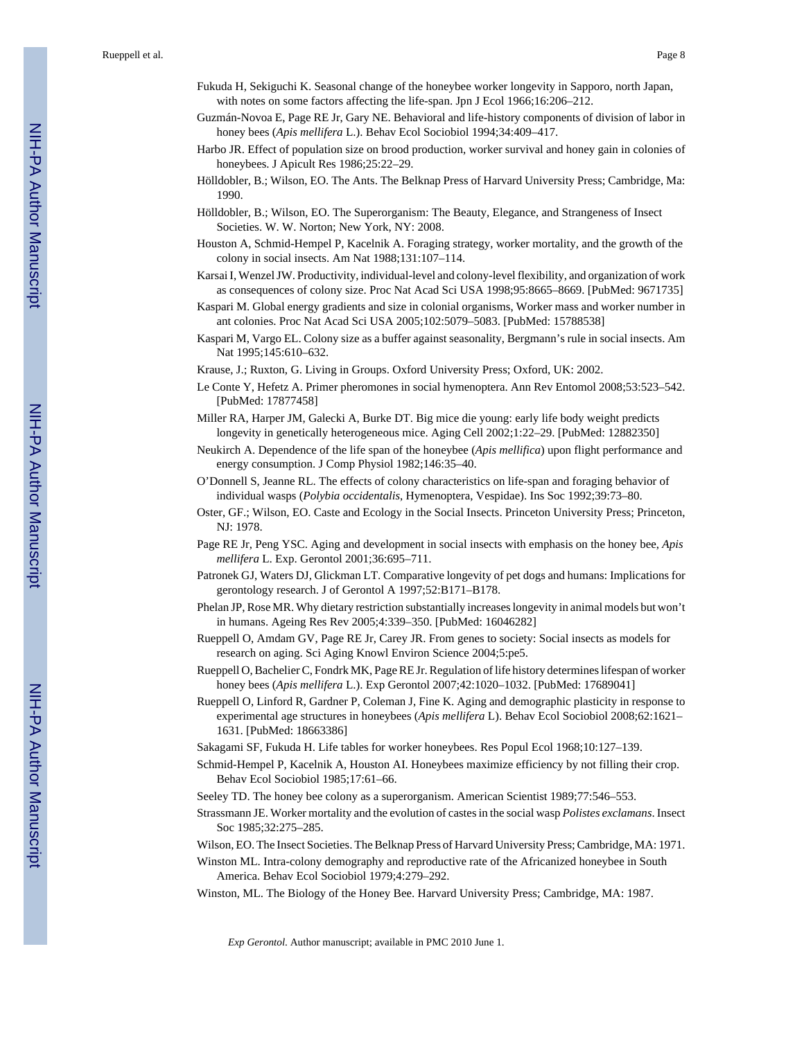Fukuda H, Sekiguchi K. Seasonal change of the honeybee worker longevity in Sapporo, north Japan, with notes on some factors affecting the life-span. Jpn J Ecol 1966;16:206–212.

Guzmán-Novoa E, Page RE Jr, Gary NE. Behavioral and life-history components of division of labor in honey bees (*Apis mellifera* L.). Behav Ecol Sociobiol 1994;34:409–417.

Harbo JR. Effect of population size on brood production, worker survival and honey gain in colonies of honeybees. J Apicult Res 1986;25:22–29.

Hölldobler, B.; Wilson, EO. The Ants. The Belknap Press of Harvard University Press; Cambridge, Ma: 1990.

Hölldobler, B.; Wilson, EO. The Superorganism: The Beauty, Elegance, and Strangeness of Insect Societies. W. W. Norton; New York, NY: 2008.

Houston A, Schmid-Hempel P, Kacelnik A. Foraging strategy, worker mortality, and the growth of the colony in social insects. Am Nat 1988;131:107–114.

Karsai I, Wenzel JW. Productivity, individual-level and colony-level flexibility, and organization of work as consequences of colony size. Proc Nat Acad Sci USA 1998;95:8665–8669. [PubMed: 9671735]

Kaspari M. Global energy gradients and size in colonial organisms, Worker mass and worker number in ant colonies. Proc Nat Acad Sci USA 2005;102:5079–5083. [PubMed: 15788538]

Kaspari M, Vargo EL. Colony size as a buffer against seasonality, Bergmann's rule in social insects. Am Nat 1995;145:610–632.

Krause, J.; Ruxton, G. Living in Groups. Oxford University Press; Oxford, UK: 2002.

Le Conte Y, Hefetz A. Primer pheromones in social hymenoptera. Ann Rev Entomol 2008;53:523–542. [PubMed: 17877458]

Miller RA, Harper JM, Galecki A, Burke DT. Big mice die young: early life body weight predicts longevity in genetically heterogeneous mice. Aging Cell 2002;1:22–29. [PubMed: 12882350]

Neukirch A. Dependence of the life span of the honeybee (*Apis mellifica*) upon flight performance and energy consumption. J Comp Physiol 1982;146:35–40.

O'Donnell S, Jeanne RL. The effects of colony characteristics on life-span and foraging behavior of individual wasps (*Polybia occidentalis*, Hymenoptera, Vespidae). Ins Soc 1992;39:73–80.

Oster, GF.; Wilson, EO. Caste and Ecology in the Social Insects. Princeton University Press; Princeton, NJ: 1978.

Page RE Jr, Peng YSC. Aging and development in social insects with emphasis on the honey bee, *Apis mellifera* L. Exp. Gerontol 2001;36:695–711.

Patronek GJ, Waters DJ, Glickman LT. Comparative longevity of pet dogs and humans: Implications for gerontology research. J of Gerontol A 1997;52:B171–B178.

Phelan JP, Rose MR. Why dietary restriction substantially increases longevity in animal models but won't in humans. Ageing Res Rev 2005;4:339–350. [PubMed: 16046282]

Rueppell O, Amdam GV, Page RE Jr, Carey JR. From genes to society: Social insects as models for research on aging. Sci Aging Knowl Environ Science 2004;5:pe5.

Rueppell O, Bachelier C, Fondrk MK, Page RE Jr. Regulation of life history determines lifespan of worker honey bees (*Apis mellifera* L.). Exp Gerontol 2007;42:1020–1032. [PubMed: 17689041]

Rueppell O, Linford R, Gardner P, Coleman J, Fine K. Aging and demographic plasticity in response to experimental age structures in honeybees (*Apis mellifera* L). Behav Ecol Sociobiol 2008;62:1621–1631. [PubMed: 18663386]

Sakagami SF, Fukuda H. Life tables for worker honeybees. Res Popul Ecol 1968;10:127–139.

Schmid-Hempel P, Kacelnik A, Houston AI. Honeybees maximize efficiency by not filling their crop. Behav Ecol Sociobiol 1985;17:61–66.

Seeley TD. The honey bee colony as a superorganism. American Scientist 1989;77:546–553.

Strassmann JE. Worker mortality and the evolution of castes in the social wasp *Polistes exclamans*. Insect Soc 1985;32:275–285.

Wilson, EO. The Insect Societies. The Belknap Press of Harvard University Press; Cambridge, MA: 1971.

Winston ML. Intra-colony demography and reproductive rate of the Africanized honeybee in South America. Behav Ecol Sociobiol 1979;4:279–292.

Winston, ML. The Biology of the Honey Bee. Harvard University Press; Cambridge, MA: 1987.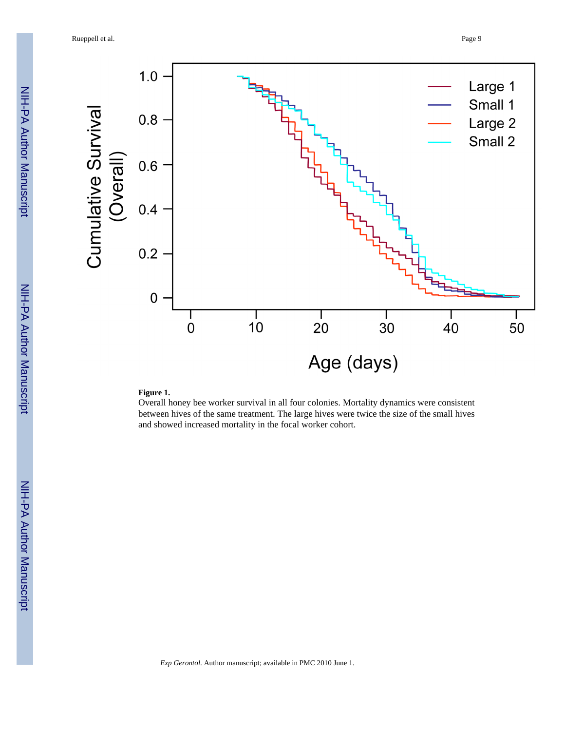**Figure 1.**

Overall honey bee worker survival in all four colonies. Mortality dynamics were consistent between hives of the same treatment. The large hives were twice the size of the small hives and showed increased mortality in the focal worker cohort.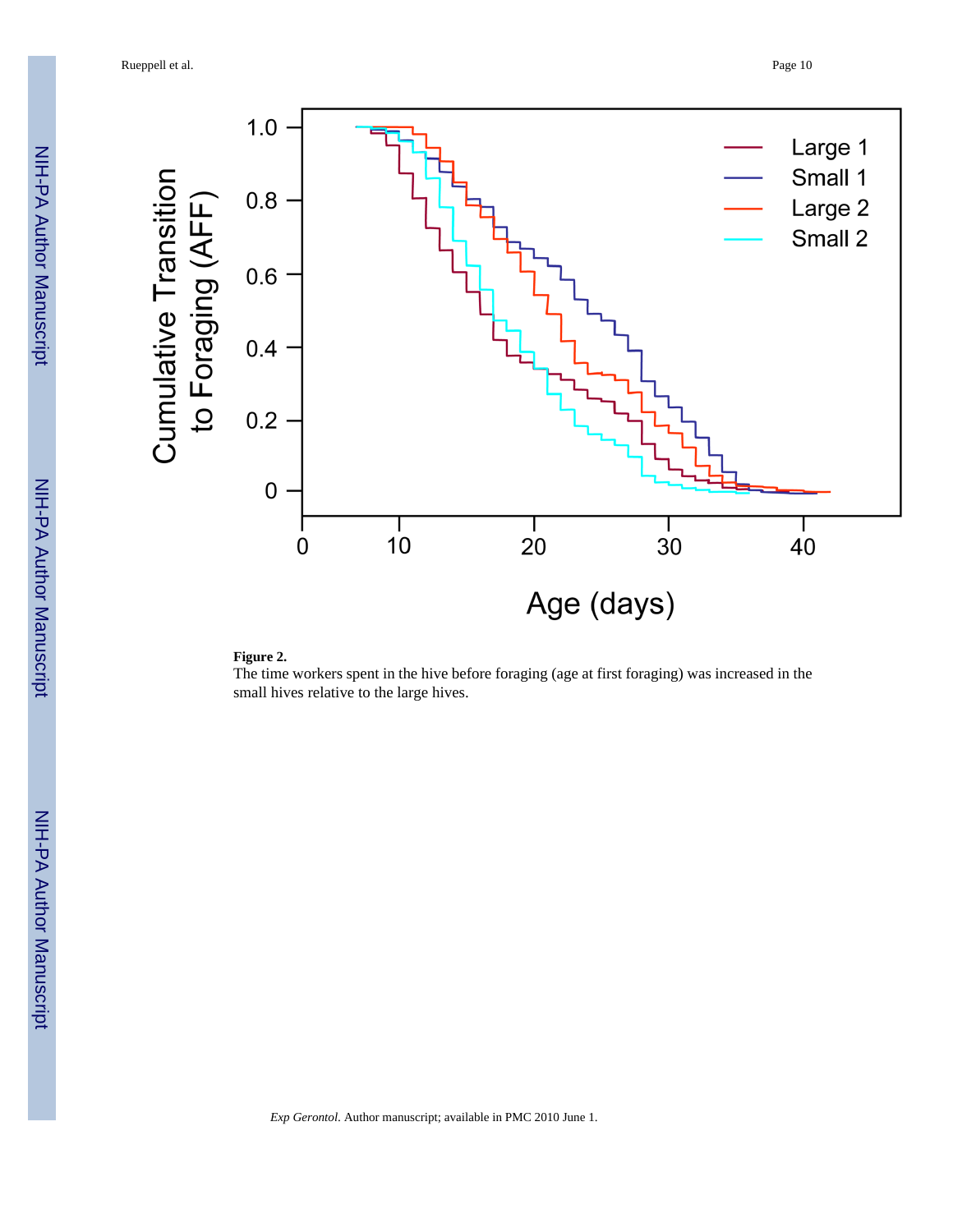**Figure 2.**

The time workers spent in the hive before foraging (age at first foraging) was increased in the small hives relative to the large hives.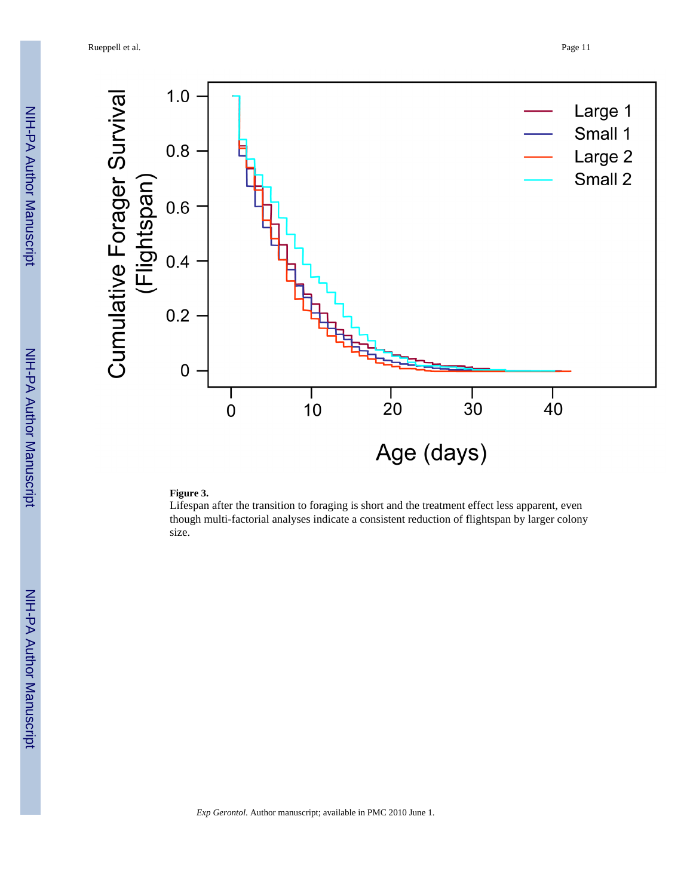**Figure 3.**

Lifespan after the transition to foraging is short and the treatment effect less apparent, even though multi-factorial analyses indicate a consistent reduction of flightspan by larger colony size.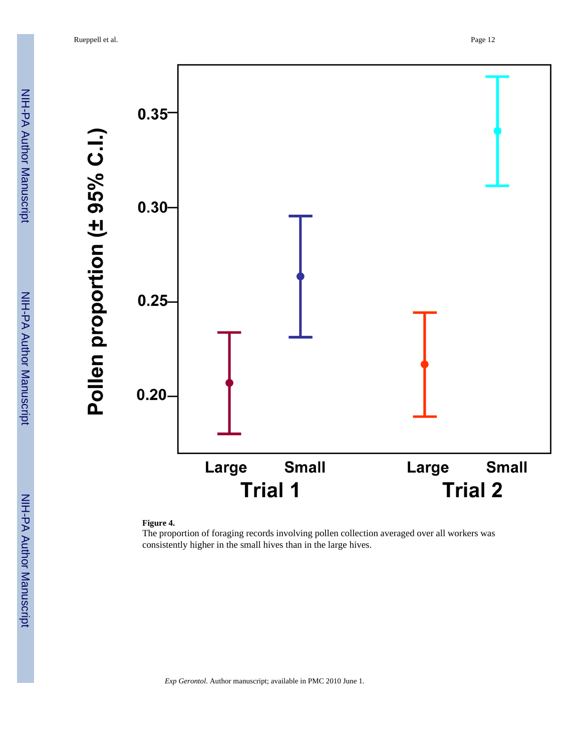**Figure 4.**

The proportion of foraging records involving pollen collection averaged over all workers was consistently higher in the small hives than in the large hives.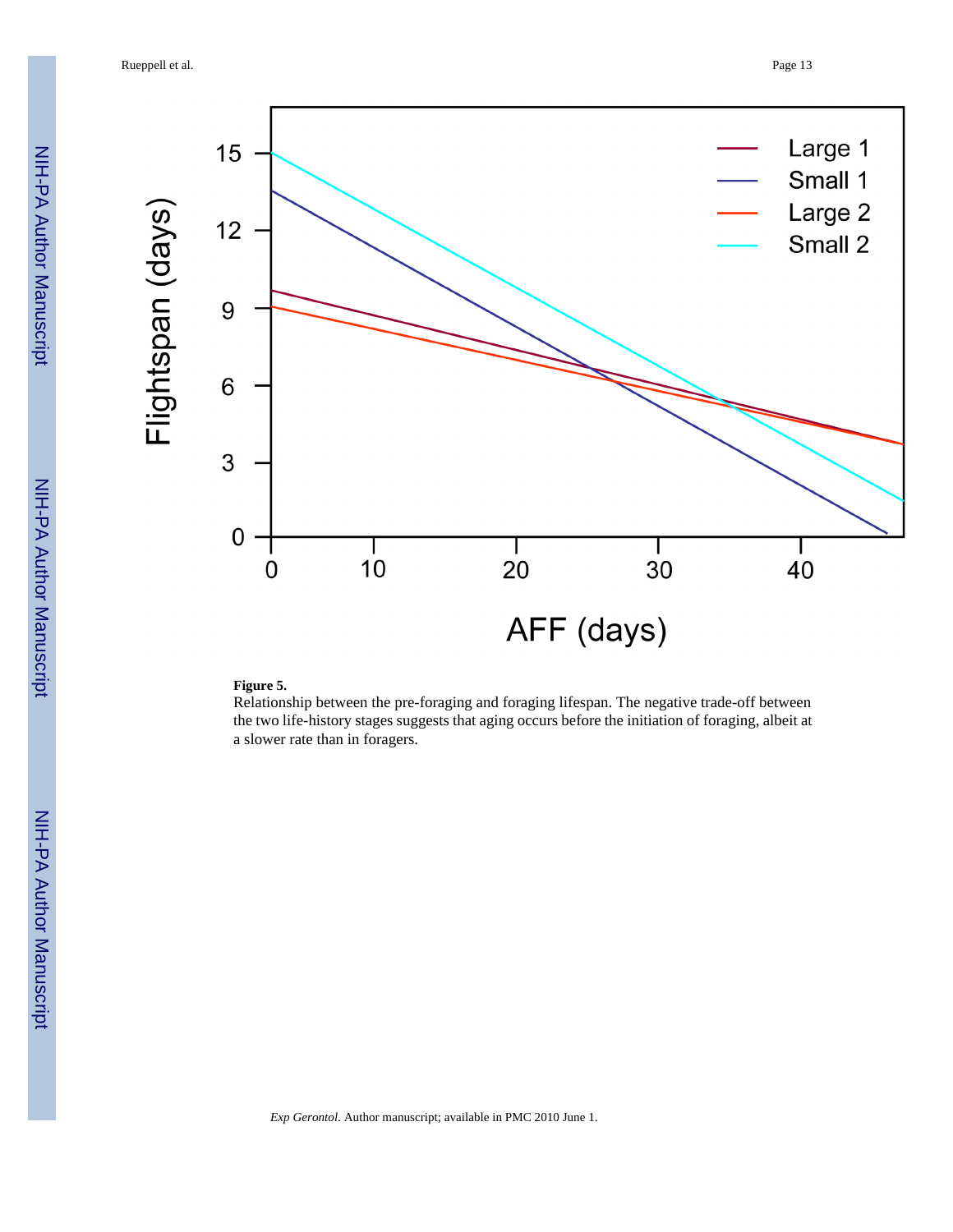**Figure 5.**

Relationship between the pre-foraging and foraging lifespan. The negative trade-off between the two life-history stages suggests that aging occurs before the initiation of foraging, albeit at a slower rate than in foragers.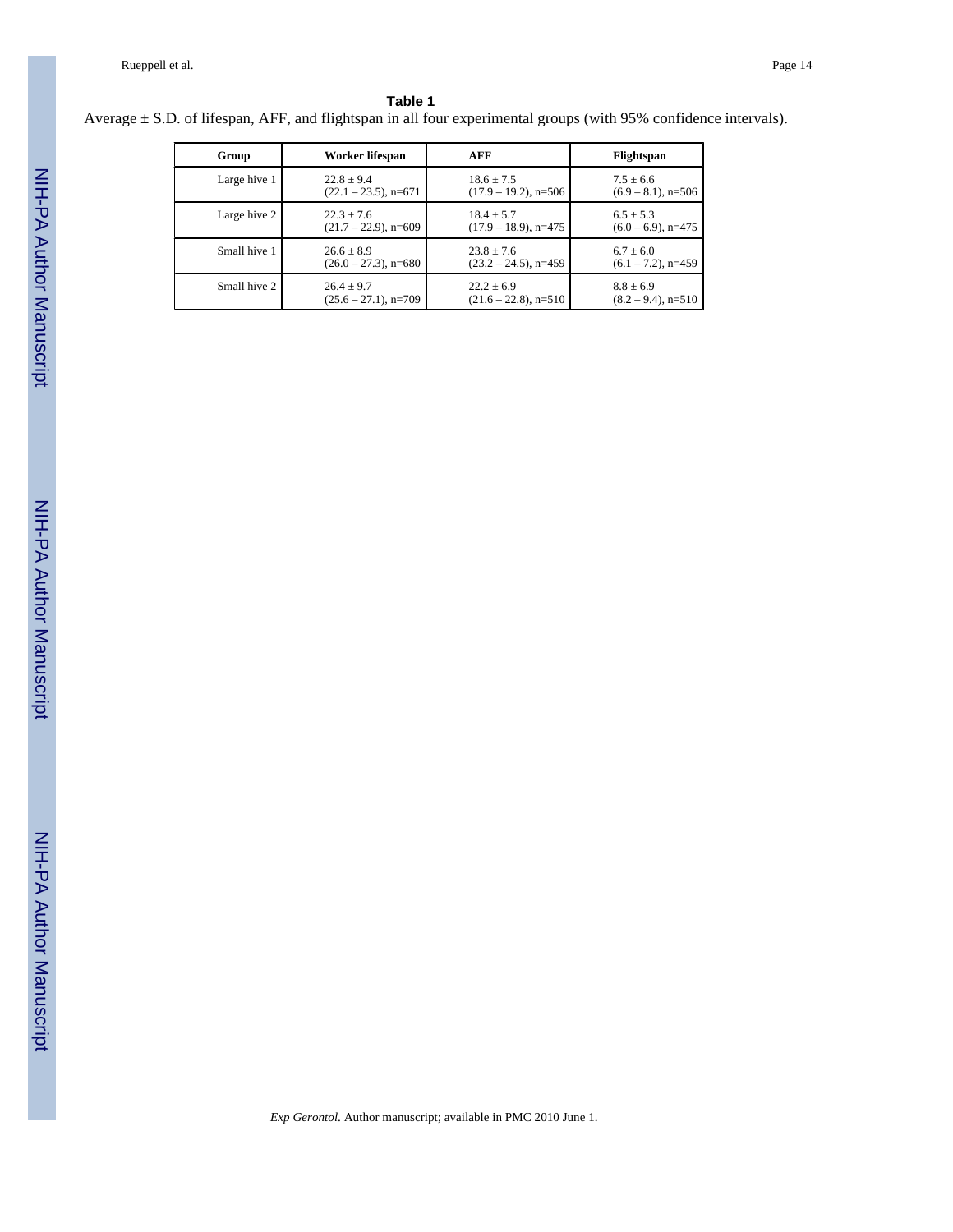**Table 1**

Average ± S.D. of lifespan, AFF, and flightspan in all four experimental groups (with 95% confidence intervals).

| Group | Worker lifespan | AFF | Flightspan |
|---|---|---|---|
| Large hive 1 | 22.8 ± 9.4 (22.1 – 23.5), n=671 | 18.6 ± 7.5 (17.9 – 19.2), n=506 | 7.5 ± 6.6 (6.9 – 8.1), n=506 |
| Large hive 2 | 22.3 ± 7.6 (21.7 – 22.9), n=609 | 18.4 ± 5.7 (17.9 – 18.9), n=475 | 6.5 ± 5.3 (6.0 – 6.9), n=475 |
| Small hive 1 | 26.6 ± 8.9 (26.0 – 27.3), n=680 | 23.8 ± 7.6 (23.2 – 24.5), n=459 | 6.7 ± 6.0 (6.1 – 7.2), n=459 |
| Small hive 2 | 26.4 ± 9.7 (25.6 – 27.1), n=709 | 22.2 ± 6.9 (21.6 – 22.8), n=510 | 8.8 ± 6.9 (8.2 – 9.4), n=510 |